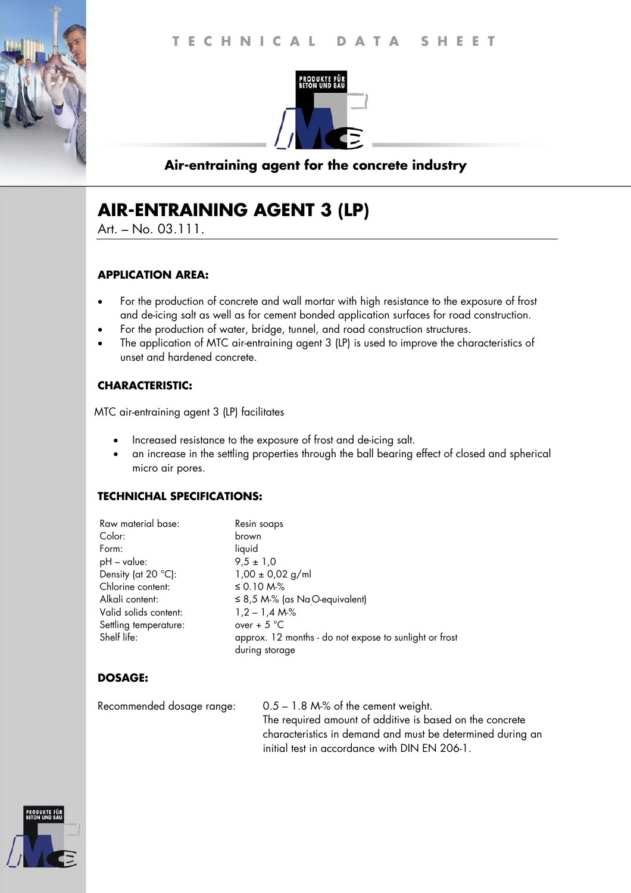TECHNICAL DATA SHEET

PRODUKTE FÜR BETON UND BAU

**Air-entraining agent for the concrete industry**

# AIR-ENTRAINING AGENT 3 (LP)

Art. – No. 03.111.

## APPLICATION AREA:

- For the production of concrete and wall mortar with high resistance to the exposure of frost and de-icing salt as well as for cement bonded application surfaces for road construction.
- For the production of water, bridge, tunnel, and road construction structures.
- The application of MTC air-entraining agent 3 (LP) is used to improve the characteristics of unset and hardened concrete.

## CHARACTERISTIC:

MTC air-entraining agent 3 (LP) facilitates

- Increased resistance to the exposure of frost and de-icing salt.
- an increase in the settling properties through the ball bearing effect of closed and spherical micro air pores.

## TECHNICHAL SPECIFICATIONS:

| | |
|---|---|
| Raw material base: | Resin soaps |
| Color: | brown |
| Form: | liquid |
| pH – value: | 9,5 ± 1,0 |
| Density (at 20 °C): | 1,00 ± 0,02 g/ml |
| Chlorine content: | ≤ 0.10 M-% |
| Alkali content: | ≤ 8,5 M-% (as $Na_2O$-equivalent) |
| Valid solids content: | 1,2 – 1,4 M-% |
| Settling temperature: | over + 5 °C |
| Shelf life: | approx. 12 months - do not expose to sunlight or frost during storage |

## DOSAGE:

| | |
|---|---|
| Recommended dosage range: | 0.5 – 1.8 M-% of the cement weight. The required amount of additive is based on the concrete characteristics in demand and must be determined during an initial test in accordance with DIN EN 206-1. |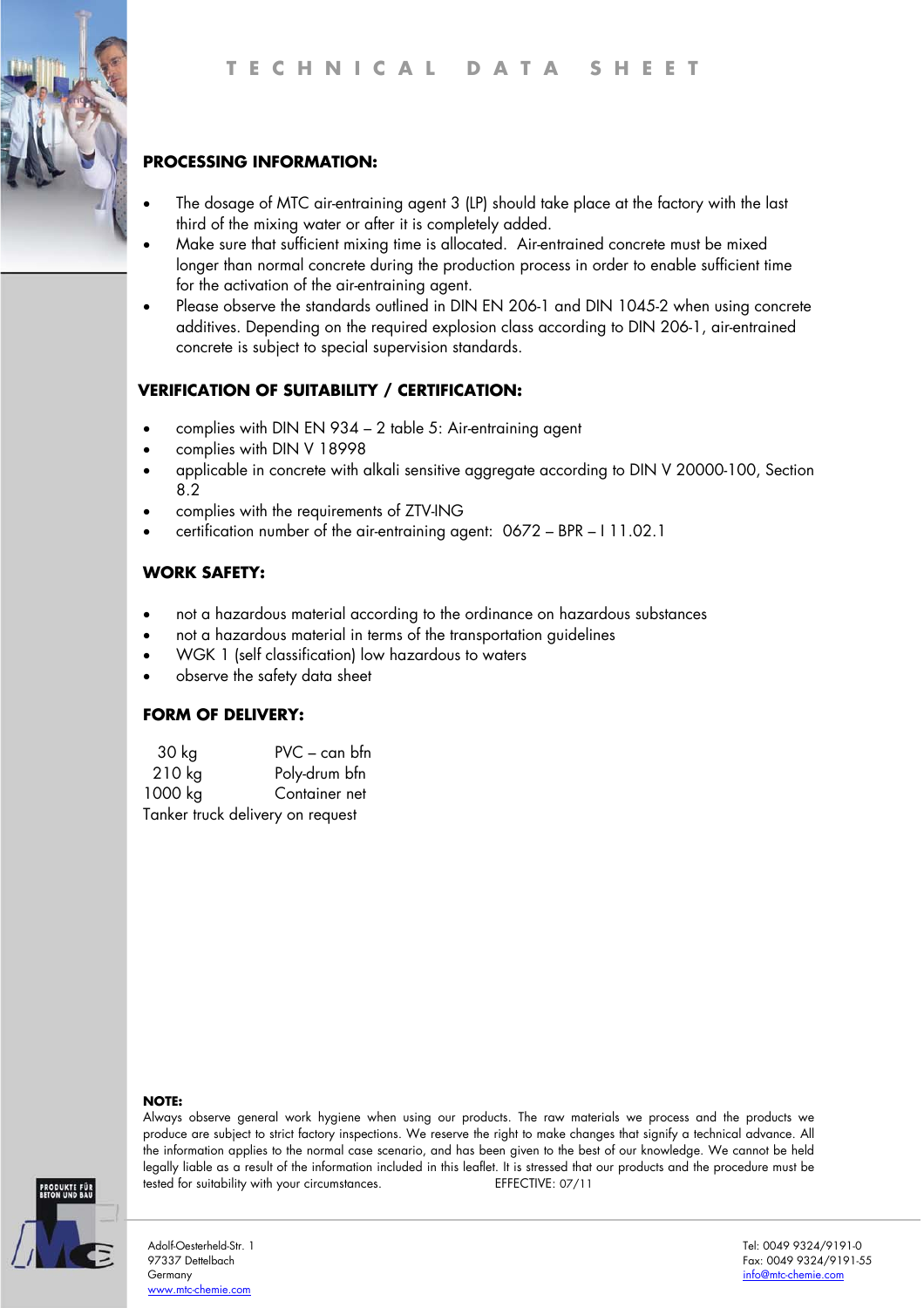## PROCESSING INFORMATION:

- The dosage of MTC air-entraining agent 3 (LP) should take place at the factory with the last third of the mixing water or after it is completely added.
- Make sure that sufficient mixing time is allocated. Air-entrained concrete must be mixed longer than normal concrete during the production process in order to enable sufficient time for the activation of the air-entraining agent.
- Please observe the standards outlined in DIN EN 206-1 and DIN 1045-2 when using concrete additives. Depending on the required explosion class according to DIN 206-1, air-entrained concrete is subject to special supervision standards.

## VERIFICATION OF SUITABILITY / CERTIFICATION:

- complies with DIN EN 934 – 2 table 5: Air-entraining agent
- complies with DIN V 18998
- applicable in concrete with alkali sensitive aggregate according to DIN V 20000-100, Section 8.2
- complies with the requirements of ZTV-ING
- certification number of the air-entraining agent: 0672 – BPR – I 11.02.1

## WORK SAFETY:

- not a hazardous material according to the ordinance on hazardous substances
- not a hazardous material in terms of the transportation guidelines
- WGK 1 (self classification) low hazardous to waters
- observe the safety data sheet

## FORM OF DELIVERY:

| | |
|---|---|
| 30 kg | PVC – can bfn |
| 210 kg | Poly-drum bfn |
| 1000 kg | Container net |

Tanker truck delivery on request

**NOTE:**
Always observe general work hygiene when using our products. The raw materials we process and the products we produce are subject to strict factory inspections. We reserve the right to make changes that signify a technical advance. All the information applies to the normal case scenario, and has been given to the best of our knowledge. We cannot be held legally liable as a result of the information included in this leaflet. It is stressed that our products and the procedure must be tested for suitability with your circumstances. EFFECTIVE: 07/11

Adolf-Oesterheld-Str. 1
97337 Dettelbach
Germany
www.mtc-chemie.com

Tel: 0049 9324/9191-0
Fax: 0049 9324/9191-55
info@mtc-chemie.com